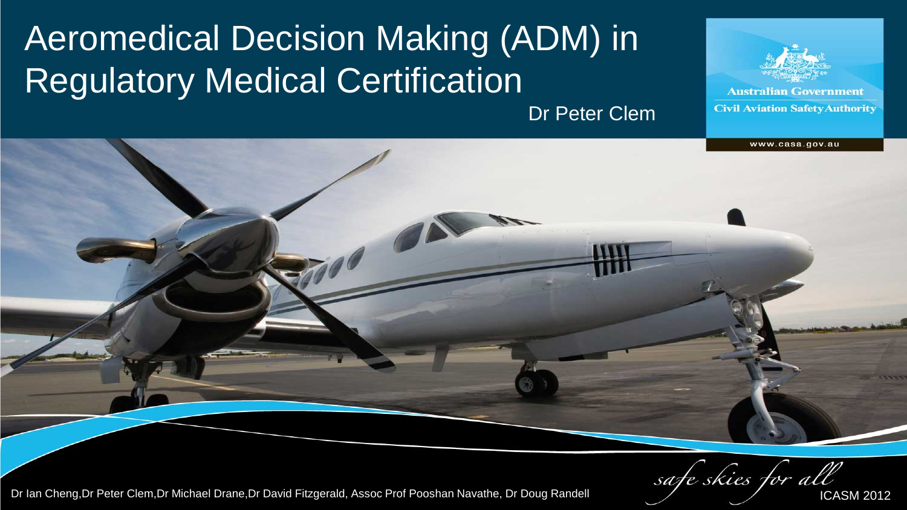# Aeromedical Decision Making (ADM) in Regulatory Medical Certification

Dr Peter Clem

Australian Government
Civil Aviation Safety Authority

www.casa.gov.au

Dr Ian Cheng, Dr Peter Clem, Dr Michael Drane, Dr David Fitzgerald, Assoc Prof Pooshan Navathe, Dr Doug Randell

*safe skies for all*

ICASM 2012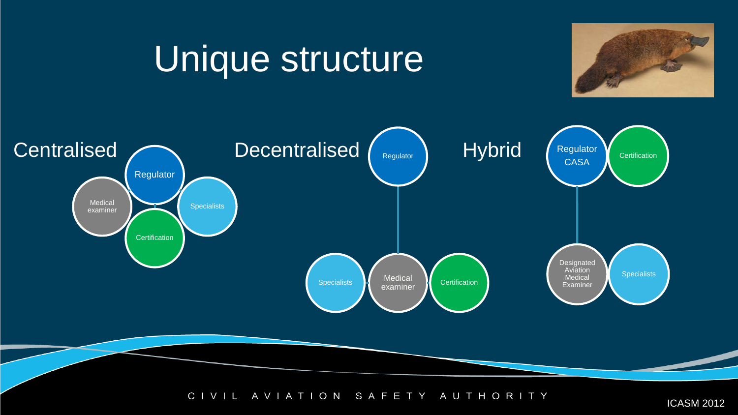# Unique structure

## Centralised

- Regulator
- Medical examiner
- Specialists
- Certification

## Decentralised

- Regulator
- Specialists
- Medical examiner
- Certification

## Hybrid

- Regulator CASA
- Certification
- Designated Aviation Medical Examiner
- Specialists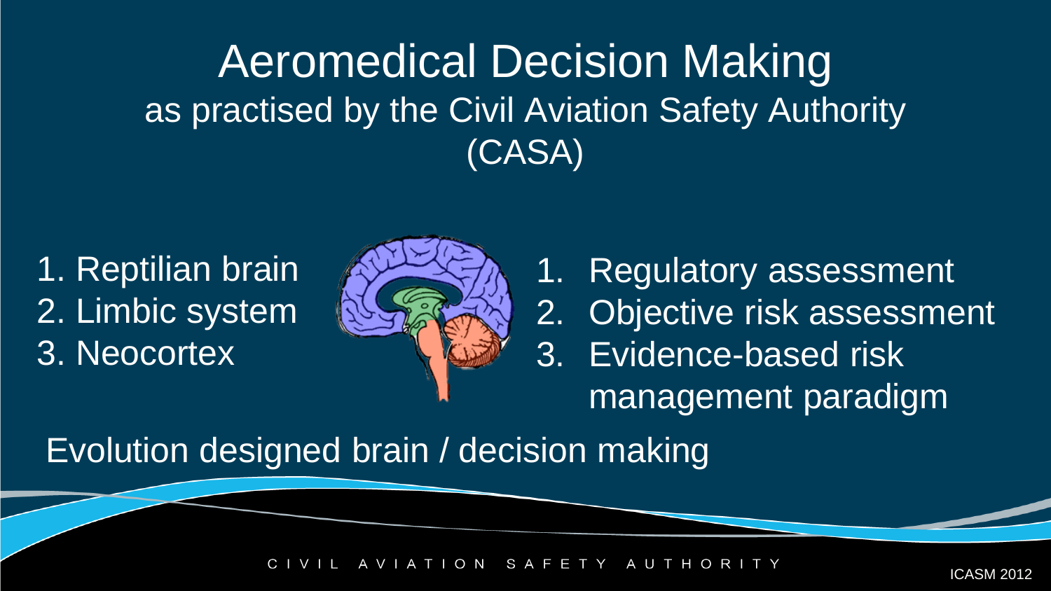# Aromedical Decision Making

## as practised by the Civil Aviation Safety Authority (CASA)

1. Reptilian brain
2. Limbic system
3. Neocortex

1. Regulatory assessment
2. Objective risk assessment
3. Evidence-based risk management paradigm

Evolution designed brain / decision making

# Aeromedical Decision Making

## as practised by the Civil Aviation Safety Authority (CASA)

1. Reptilian brain
2. Limbic system
3. Neocortex

1. Regulatory assessment
2. Objective risk assessment
3. Evidence-based risk management paradigm

Evolution designed brain / decision making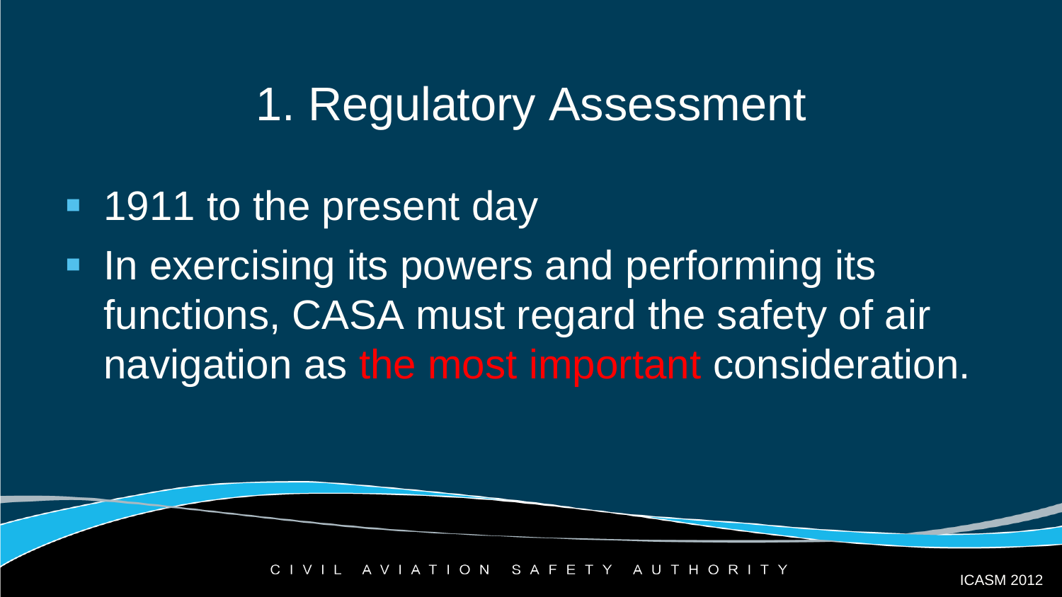# 1. Regulatory Assessment

- 1911 to the present day
- In exercising its powers and performing its functions, CASA must regard the safety of air navigation as the most important consideration.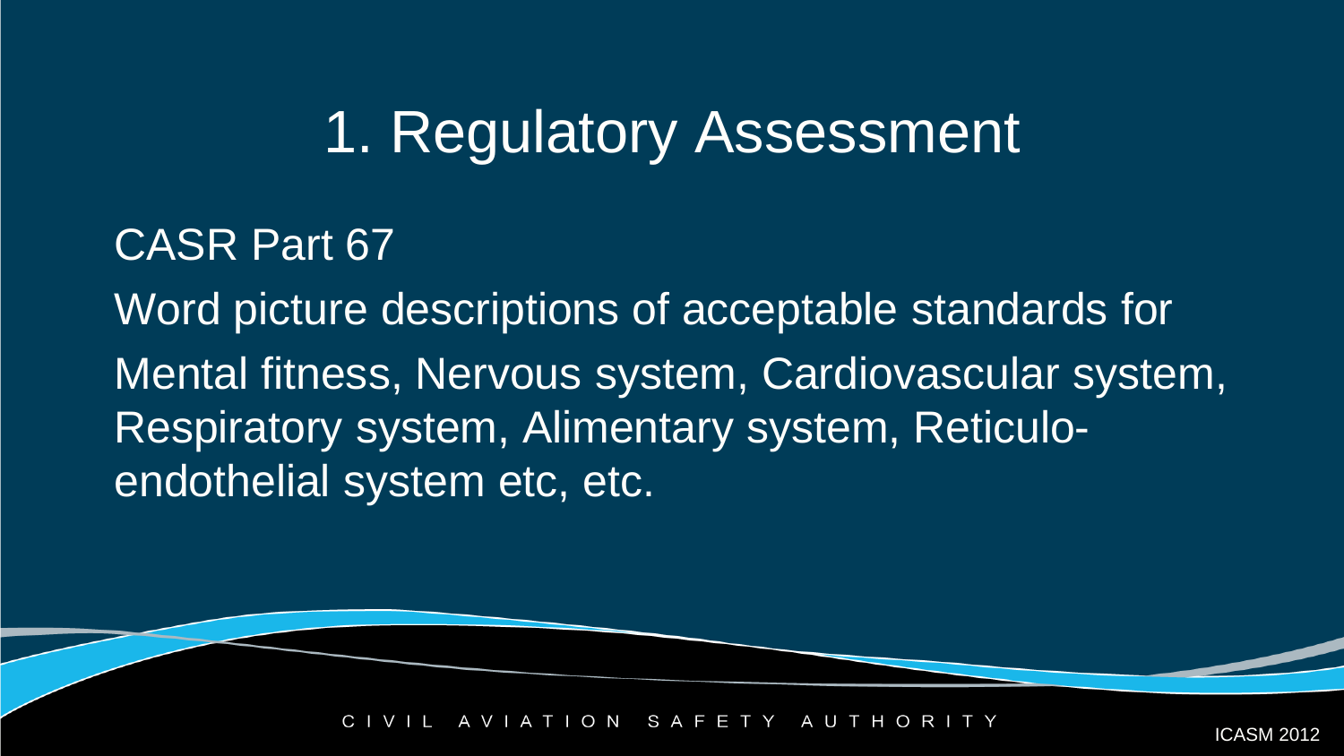# 1. Regulatory Assessment

CASR Part 67

Word picture descriptions of acceptable standards for Mental fitness, Nervous system, Cardiovascular system, Respiratory system, Alimentary system, Reticulo-endothelial system etc, etc.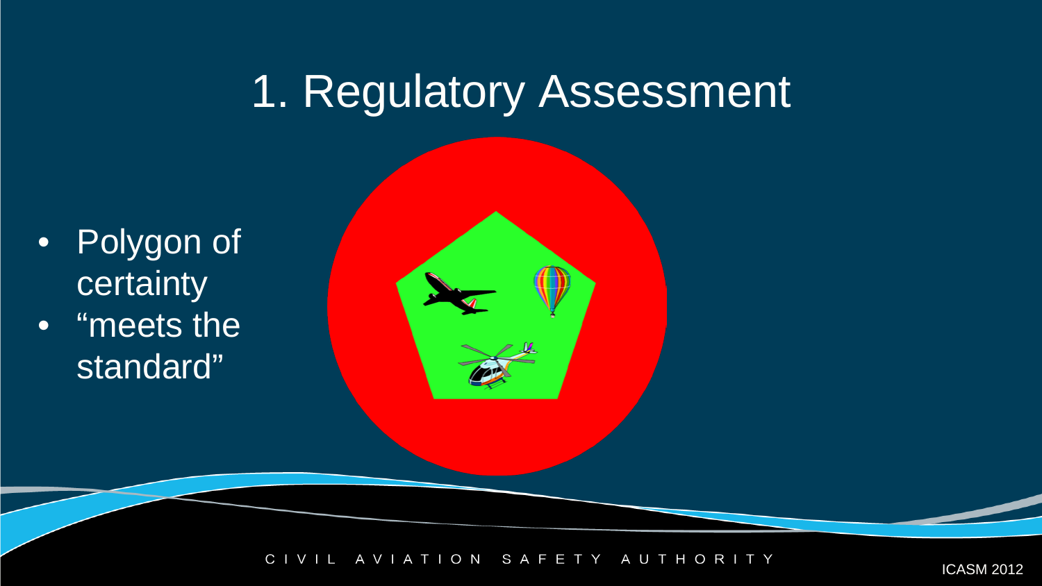# 1. Regulatory Assessment

- Polygon of certainty
- "meets the standard"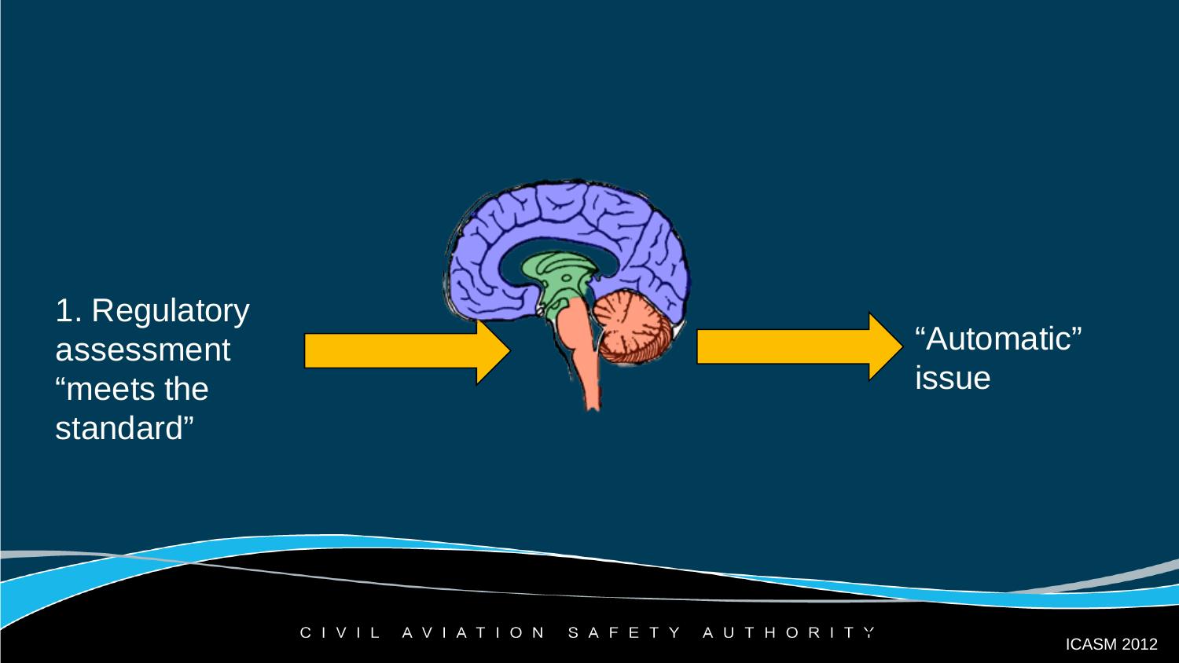1. Regulatory assessment "meets the standard"

"Automatic" issue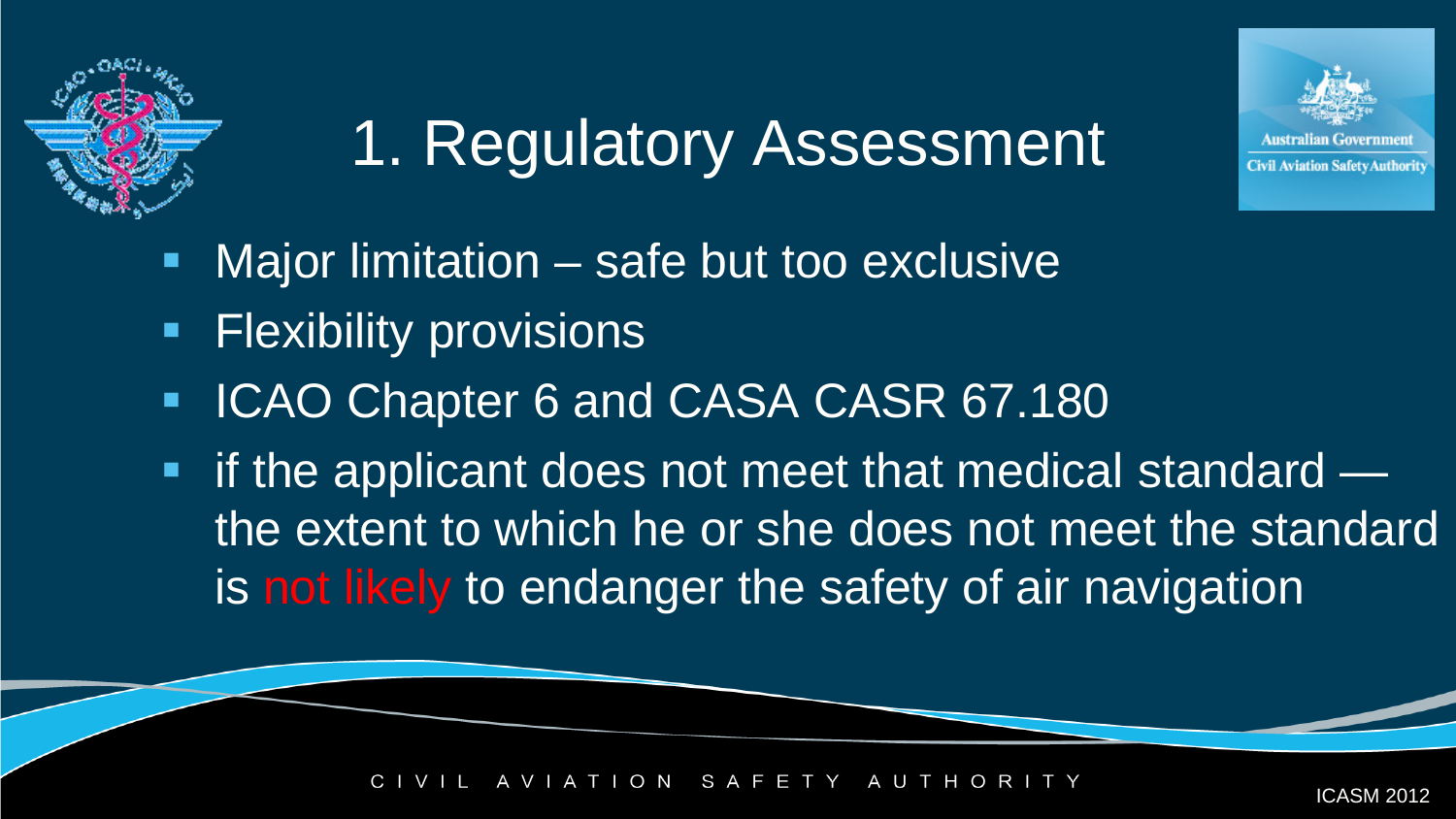# 1. Regulatory Assessment

- Major limitation – safe but too exclusive
- Flexibility provisions
- ICAO Chapter 6 and CASA CASR 67.180
- if the applicant does not meet that medical standard — the extent to which he or she does not meet the standard is not likely to endanger the safety of air navigation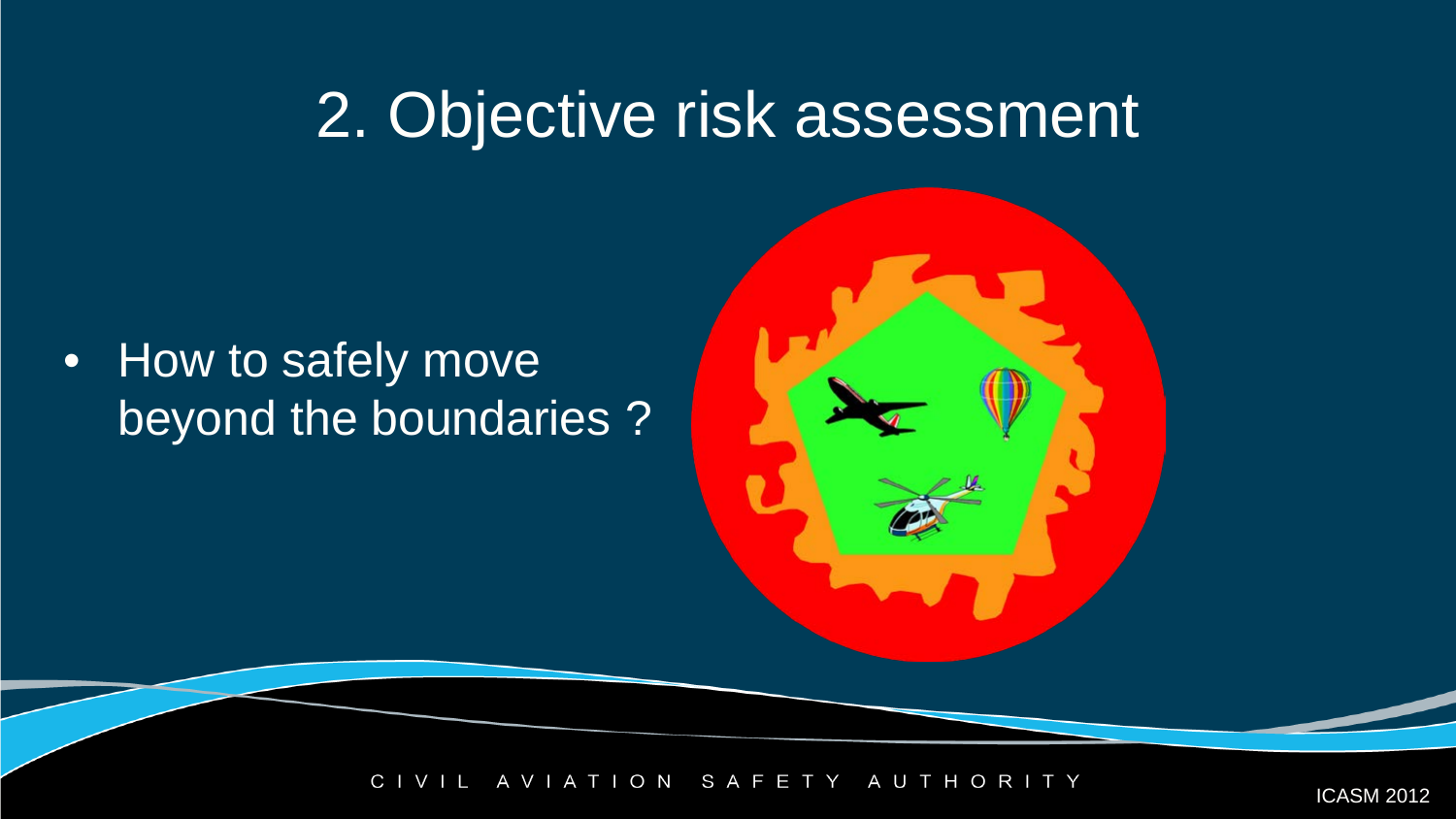# 2. Objective risk assessment

- How to safely move beyond the boundaries ?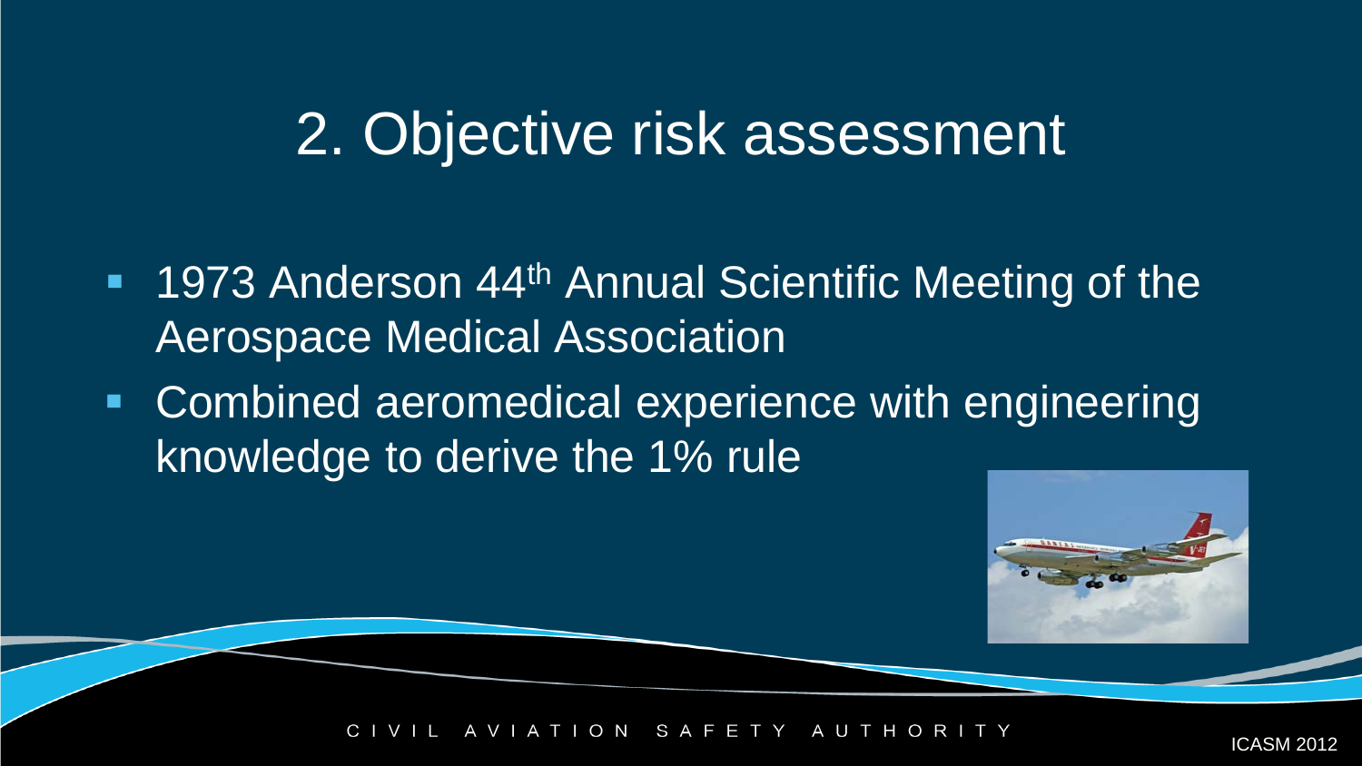# 2. Objective risk assessment

- 1973 Anderson 44th Annual Scientific Meeting of the Aerospace Medical Association
- Combined aeromedical experience with engineering knowledge to derive the 1% rule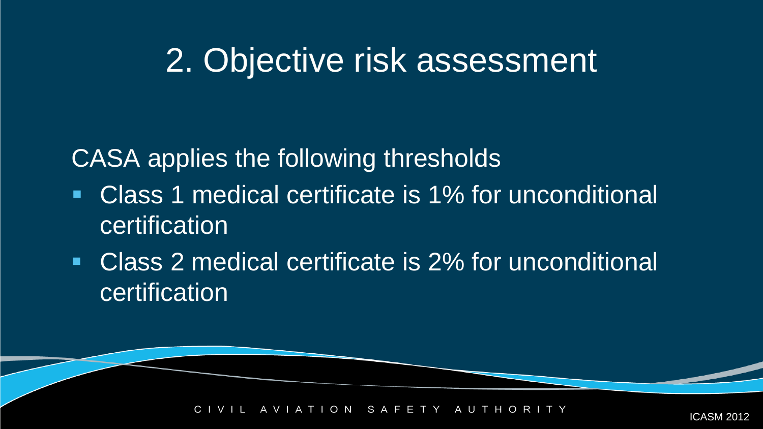# 2. Objective risk assessment

CASA applies the following thresholds

- Class 1 medical certificate is 1% for unconditional certification
- Class 2 medical certificate is 2% for unconditional certification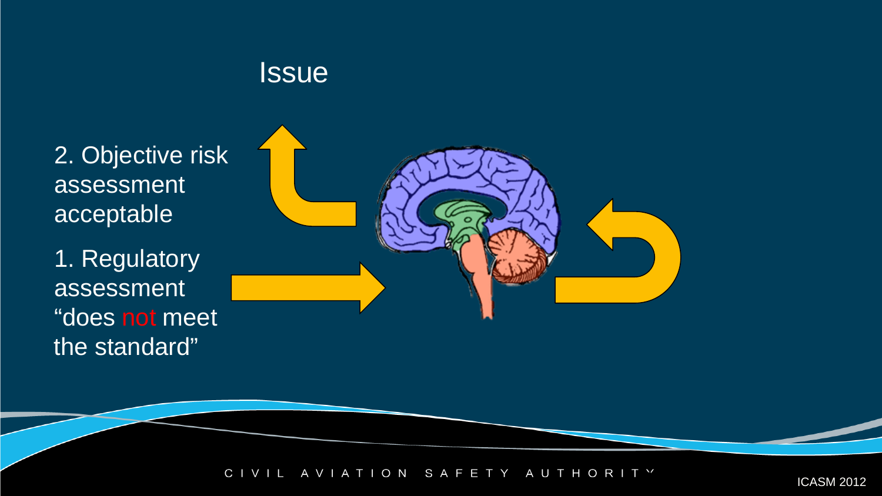# Issue

2. Objective risk assessment acceptable

1. Regulatory assessment "does not meet the standard"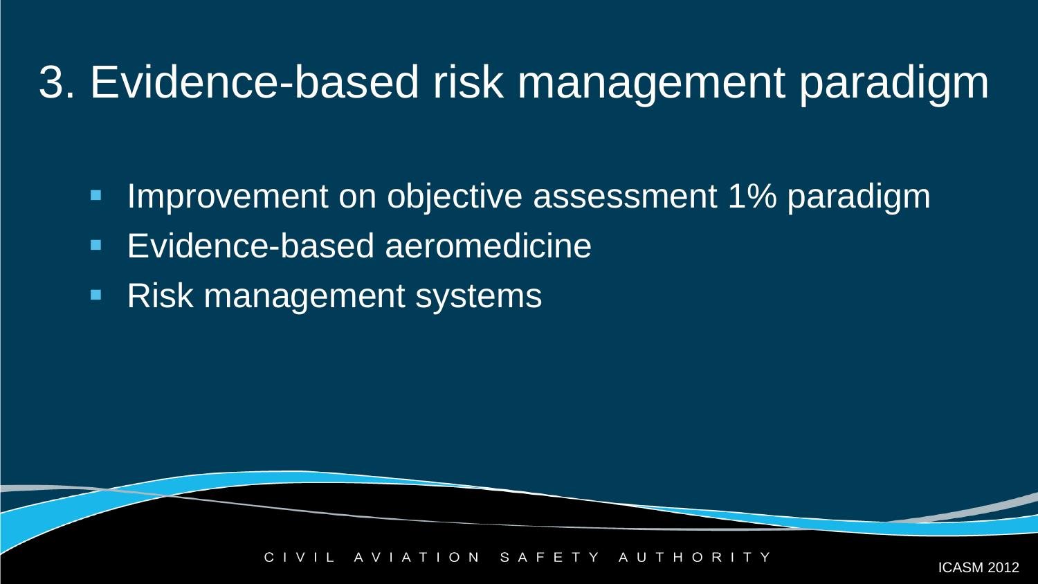# 3. Evidence-based risk management paradigm

- Improvement on objective assessment 1% paradigm
- Evidence-based aeromedicine
- Risk management systems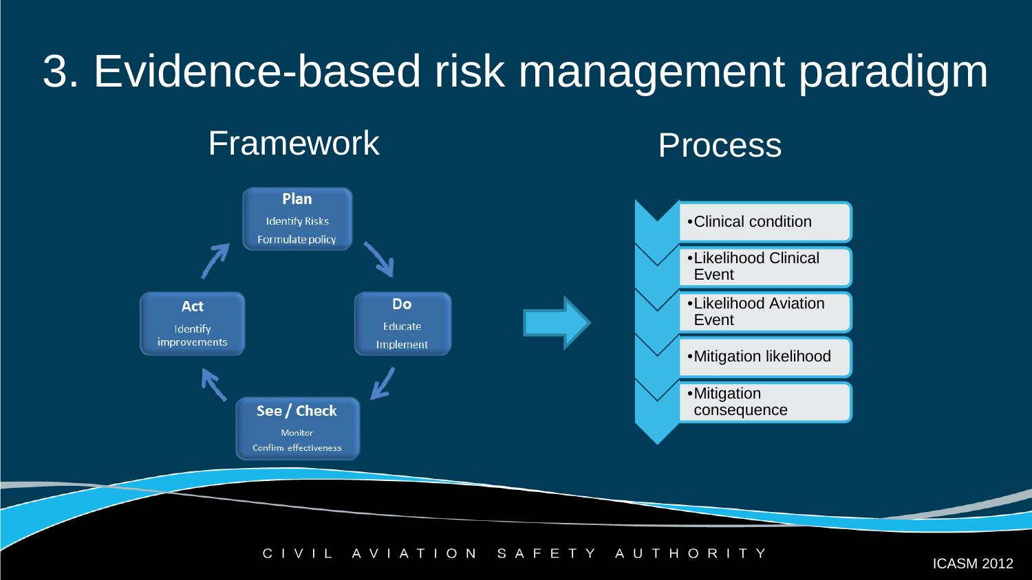# 3. Evidence-based risk management paradigm

## Framework

**Plan**
Identify Risks
Formulate policy

**Do**
Educate
Implement

**See / Check**
Monitor
Confirm effectiveness

**Act**
Identify improvements

## Process

- Clinical condition
- Likelihood Clinical Event
- Likelihood Aviation Event
- Mitigation likelihood
- Mitigation consequence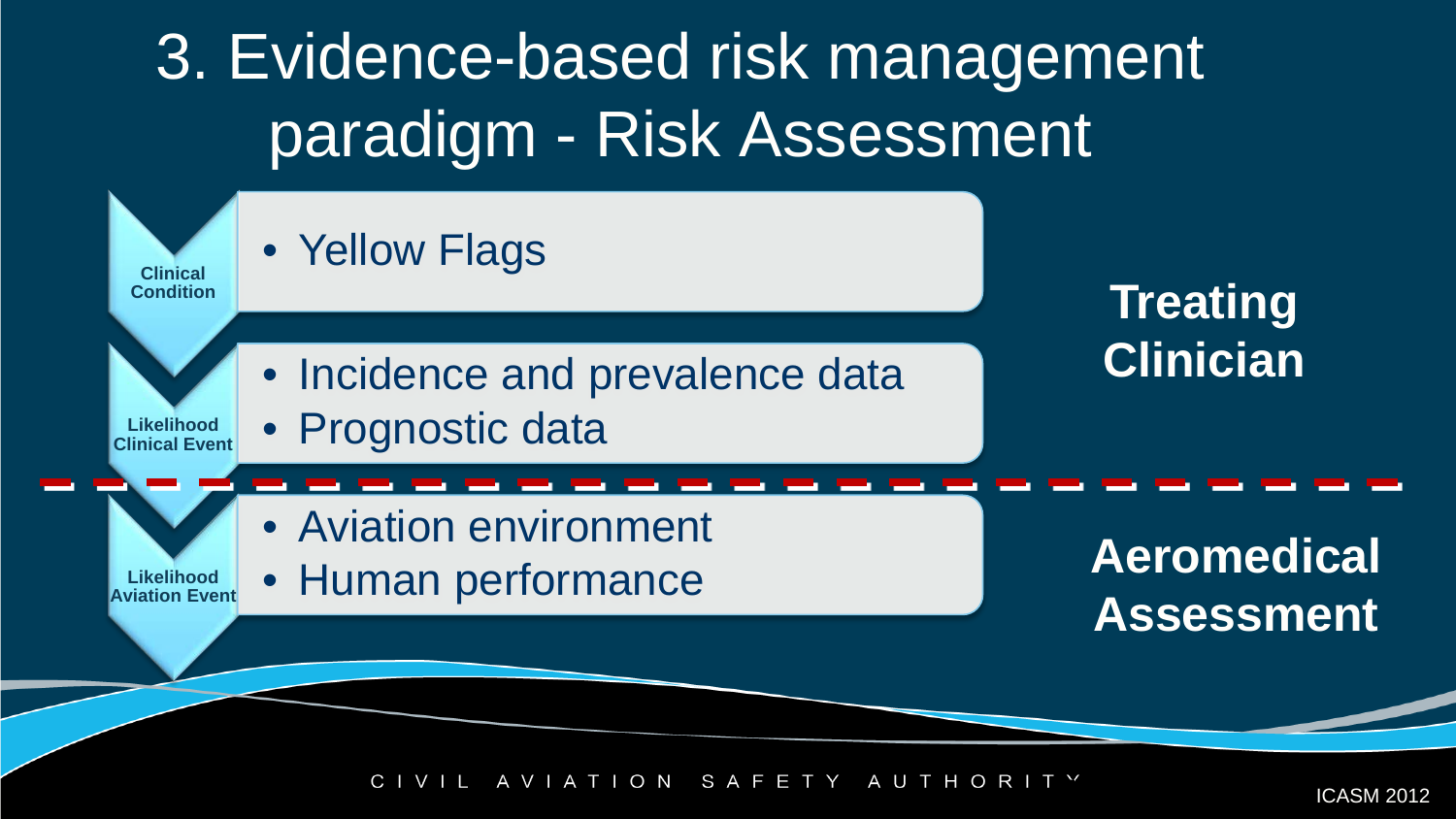# 3. Evidence-based risk management paradigm - Risk Assessment

**Clinical Condition**

- Yellow Flags

**Likelihood Clinical Event**

- Incidence and prevalence data
- Prognostic data

**Treating Clinician**

---

**Likelihood Aviation Event**

- Aviation environment
- Human performance

**Aeromedical Assessment**

CIVIL AVIATION SAFETY AUTHORITY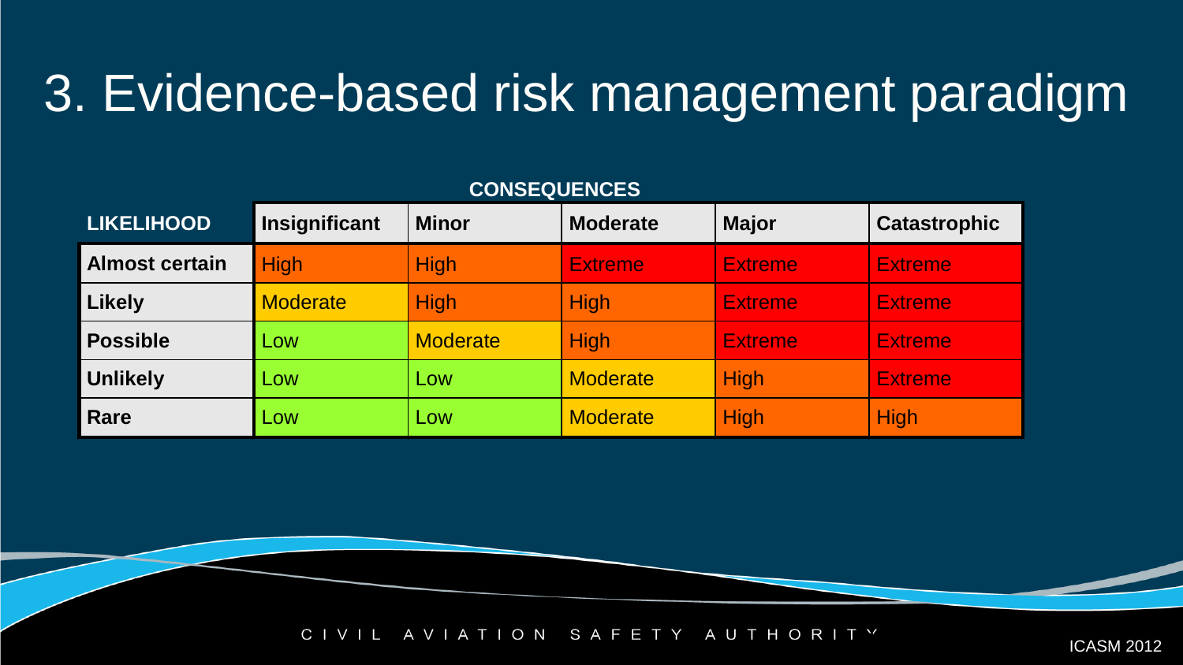# 3. Evidence-based risk management paradigm

| LIKELIHOOD | CONSEQUENCES | | | | |
|---|---|---|---|---|---|
| | **Insignificant** | **Minor** | **Moderate** | **Major** | **Catastrophic** |
| **Almost certain** | High | High | Extreme | Extreme | Extreme |
| **Likely** | Moderate | High | High | Extreme | Extreme |
| **Possible** | Low | Moderate | High | Extreme | Extreme |
| **Unlikely** | Low | Low | Moderate | High | Extreme |
| **Rare** | Low | Low | Moderate | High | High |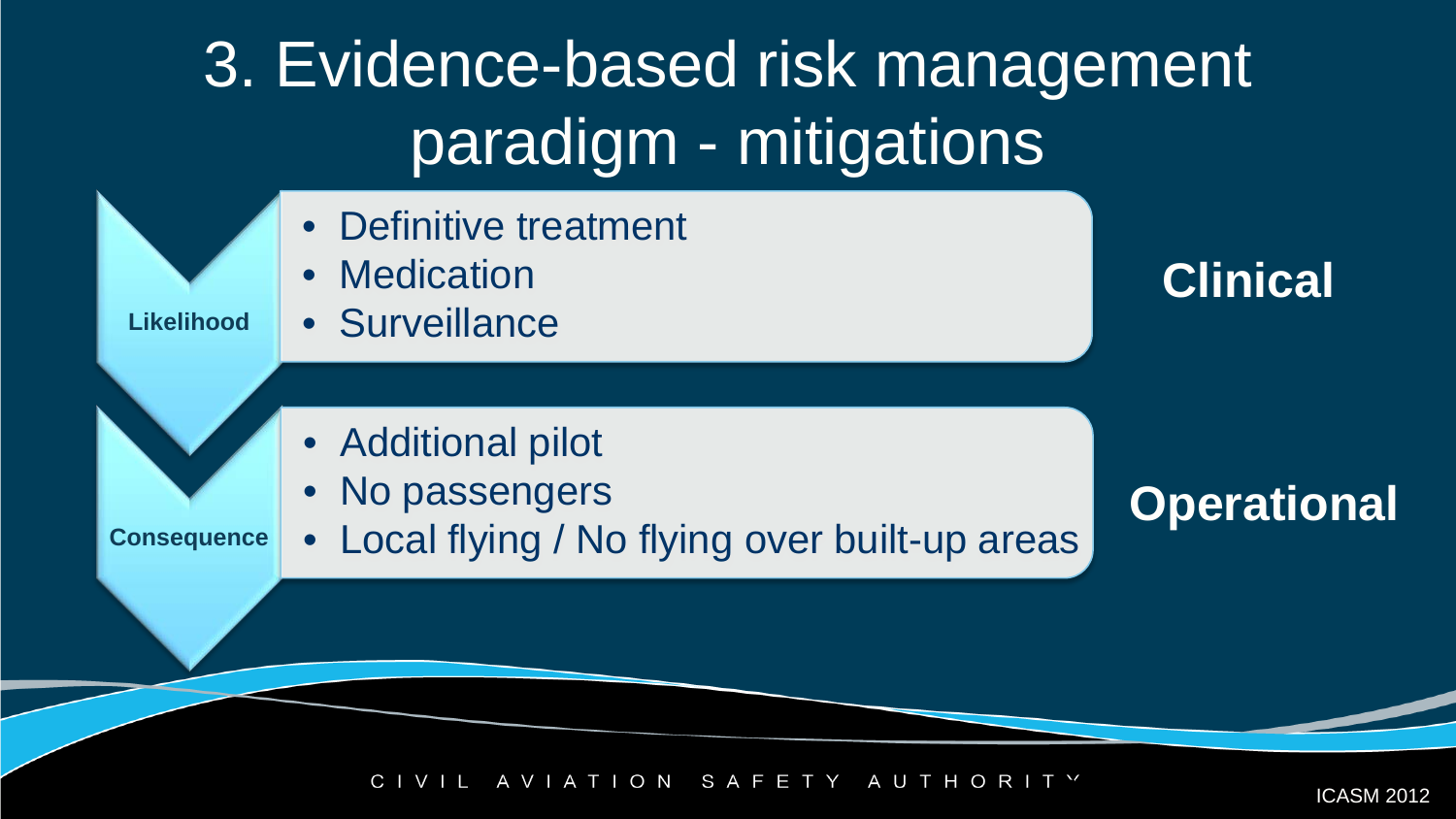# 3. Evidence-based risk management paradigm - mitigations

**Likelihood**

- Definitive treatment
- Medication
- Surveillance

**Clinical**

**Consequence**

- Additional pilot
- No passengers
- Local flying / No flying over built-up areas

**Operational**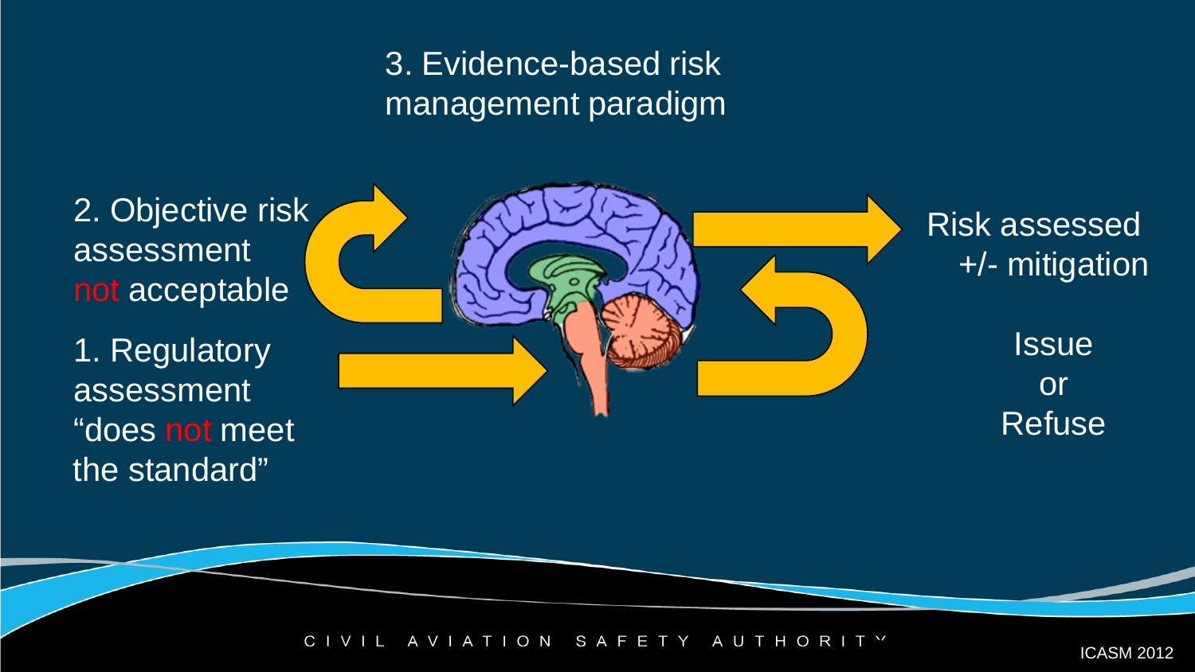## 3. Evidence-based risk management paradigm

2. Objective risk assessment not acceptable

1. Regulatory assessment "does not meet the standard"

Risk assessed +/- mitigation

Issue or Refuse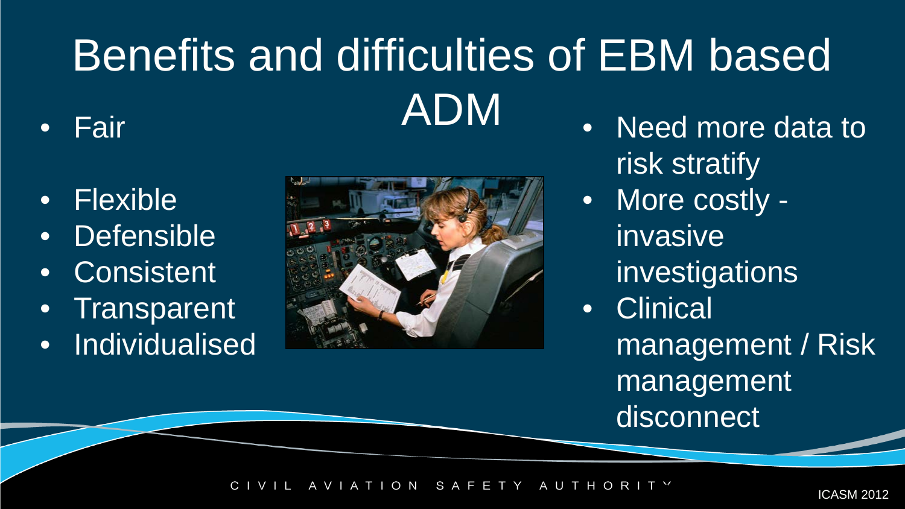# Benefits and difficulties of EBM based ADM

- Fair
- Flexible
- Defensible
- Consistent
- Transparent
- Individualised

- Need more data to risk stratify
- More costly - invasive investigations
- Clinical management / Risk management disconnect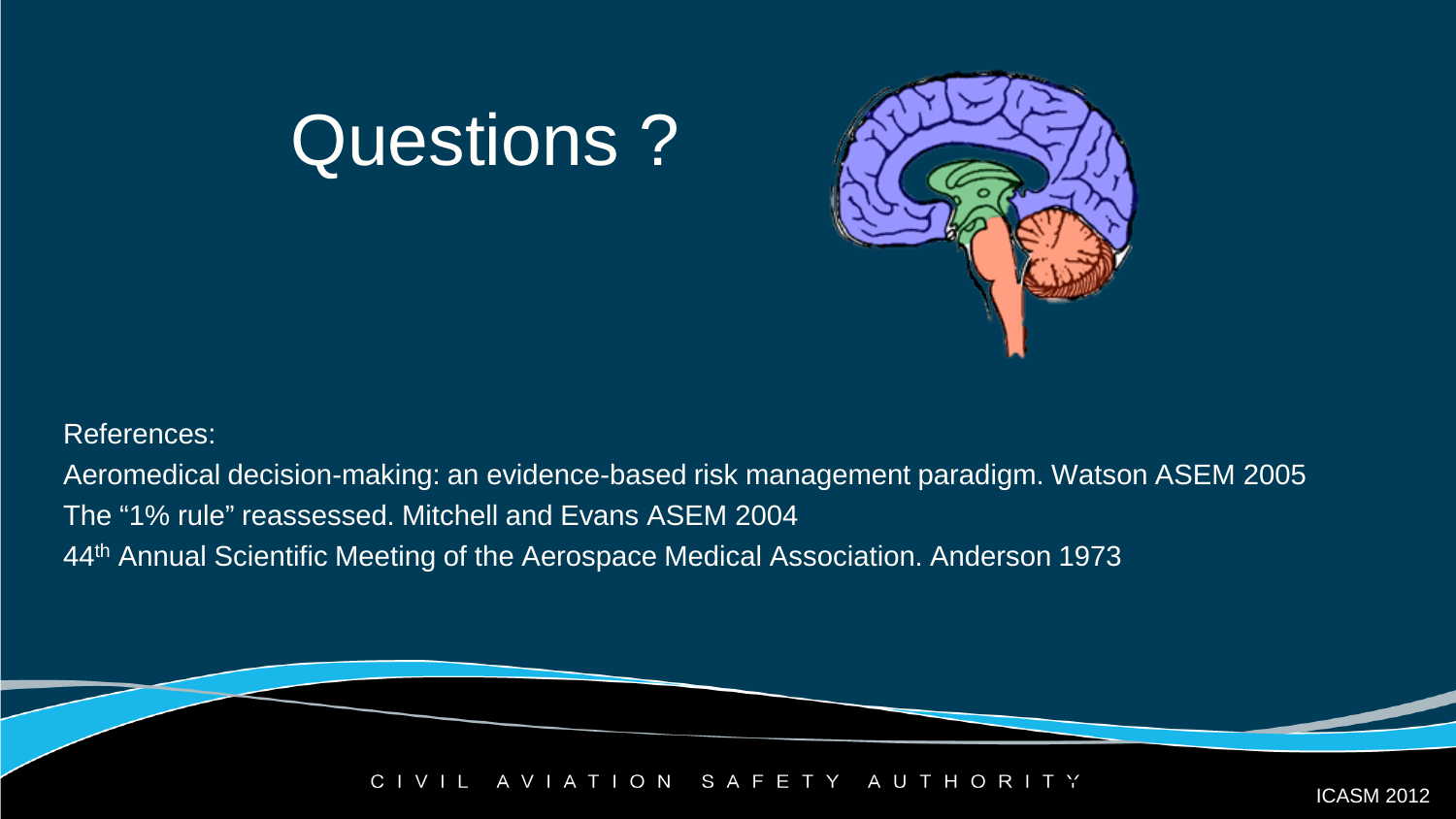# Questions ?

References:

Aeromedical decision-making: an evidence-based risk management paradigm. Watson ASEM 2005

The "1% rule" reassessed. Mitchell and Evans ASEM 2004

44th Annual Scientific Meeting of the Aerospace Medical Association. Anderson 1973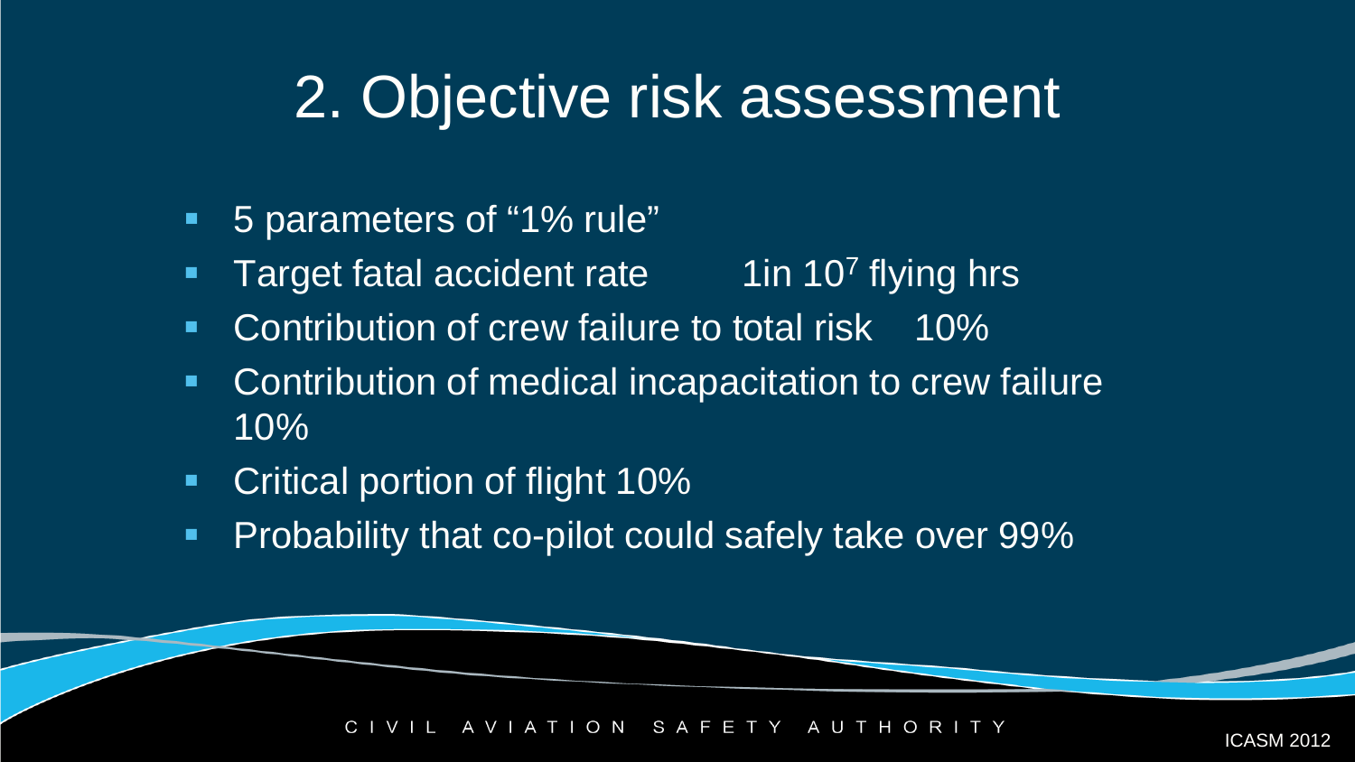# 2. Objective risk assessment

- 5 parameters of “1% rule”
- Target fatal accident rate 1in $10^7$ flying hrs
- Contribution of crew failure to total risk 10%
- Contribution of medical incapacitation to crew failure 10%
- Critical portion of flight 10%
- Probability that co-pilot could safely take over 99%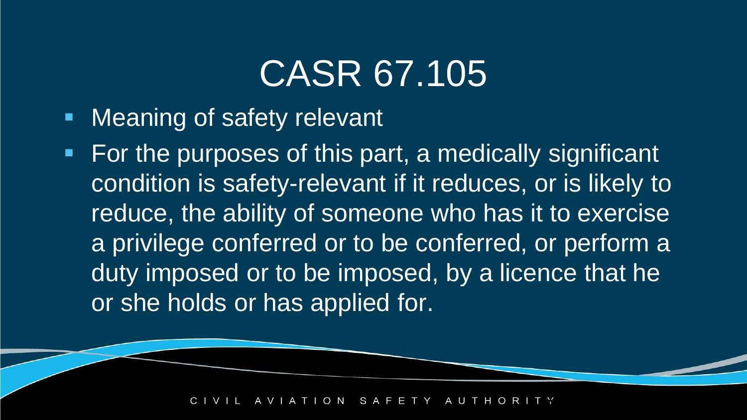# CASR 67.105

- Meaning of safety relevant
- For the purposes of this part, a medically significant condition is safety-relevant if it reduces, or is likely to reduce, the ability of someone who has it to exercise a privilege conferred or to be conferred, or perform a duty imposed or to be imposed, by a licence that he or she holds or has applied for.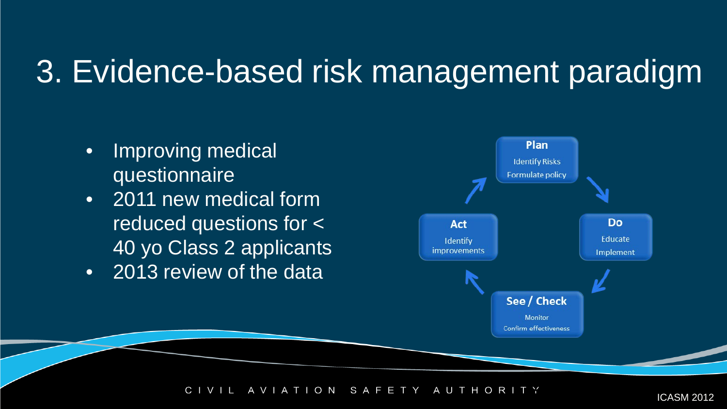# 3. Evidence-based risk management paradigm

- Improving medical questionnaire
- 2011 new medical form reduced questions for < 40 yo Class 2 applicants
- 2013 review of the data

**Plan**
Identify Risks
Formulate policy

**Do**
Educate
Implement

**See / Check**
Monitor
Confirm effectiveness

**Act**
Identify improvements

CIVIL AVIATION SAFETY AUTHORITY

ICASM 2012